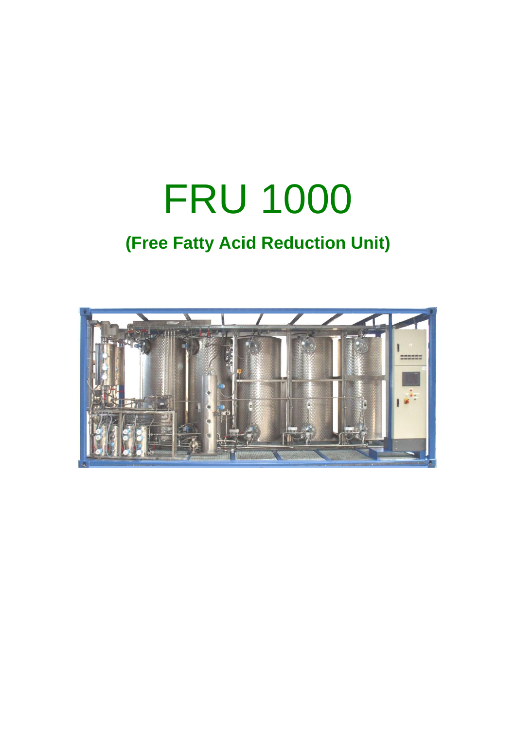# FRU 1000

## (Free Fatty Acid Reduction Unit)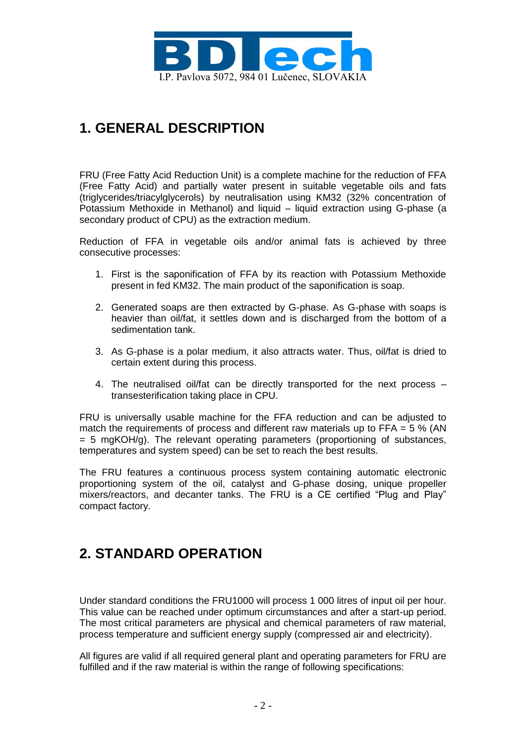# 1. GENERAL DESCRIPTION

FRU (Free Fatty Acid Reduction Unit) is a complete machine for the reduction of FFA (Free Fatty Acid) and partially water present in suitable vegetable oils and fats (triglycerides/triacylglycerols) by neutralisation using KM32 (32% concentration of Potassium Methoxide in Methanol) and liquid – liquid extraction using G-phase (a secondary product of CPU) as the extraction medium.

Reduction of FFA in vegetable oils and/or animal fats is achieved by three consecutive processes:

1. First is the saponification of FFA by its reaction with Potassium Methoxide present in fed KM32. The main product of the saponification is soap.
2. Generated soaps are then extracted by G-phase. As G-phase with soaps is heavier than oil/fat, it settles down and is discharged from the bottom of a sedimentation tank.
3. As G-phase is a polar medium, it also attracts water. Thus, oil/fat is dried to certain extent during this process.
4. The neutralised oil/fat can be directly transported for the next process – transesterification taking place in CPU.

FRU is universally usable machine for the FFA reduction and can be adjusted to match the requirements of process and different raw materials up to FFA = 5 % (AN = 5 mgKOH/g). The relevant operating parameters (proportioning of substances, temperatures and system speed) can be set to reach the best results.

The FRU features a continuous process system containing automatic electronic proportioning system of the oil, catalyst and G-phase dosing, unique propeller mixers/reactors, and decanter tanks. The FRU is a CE certified "Plug and Play" compact factory.

# 2. STANDARD OPERATION

Under standard conditions the FRU1000 will process 1 000 litres of input oil per hour. This value can be reached under optimum circumstances and after a start-up period. The most critical parameters are physical and chemical parameters of raw material, process temperature and sufficient energy supply (compressed air and electricity).

All figures are valid if all required general plant and operating parameters for FRU are fulfilled and if the raw material is within the range of following specifications: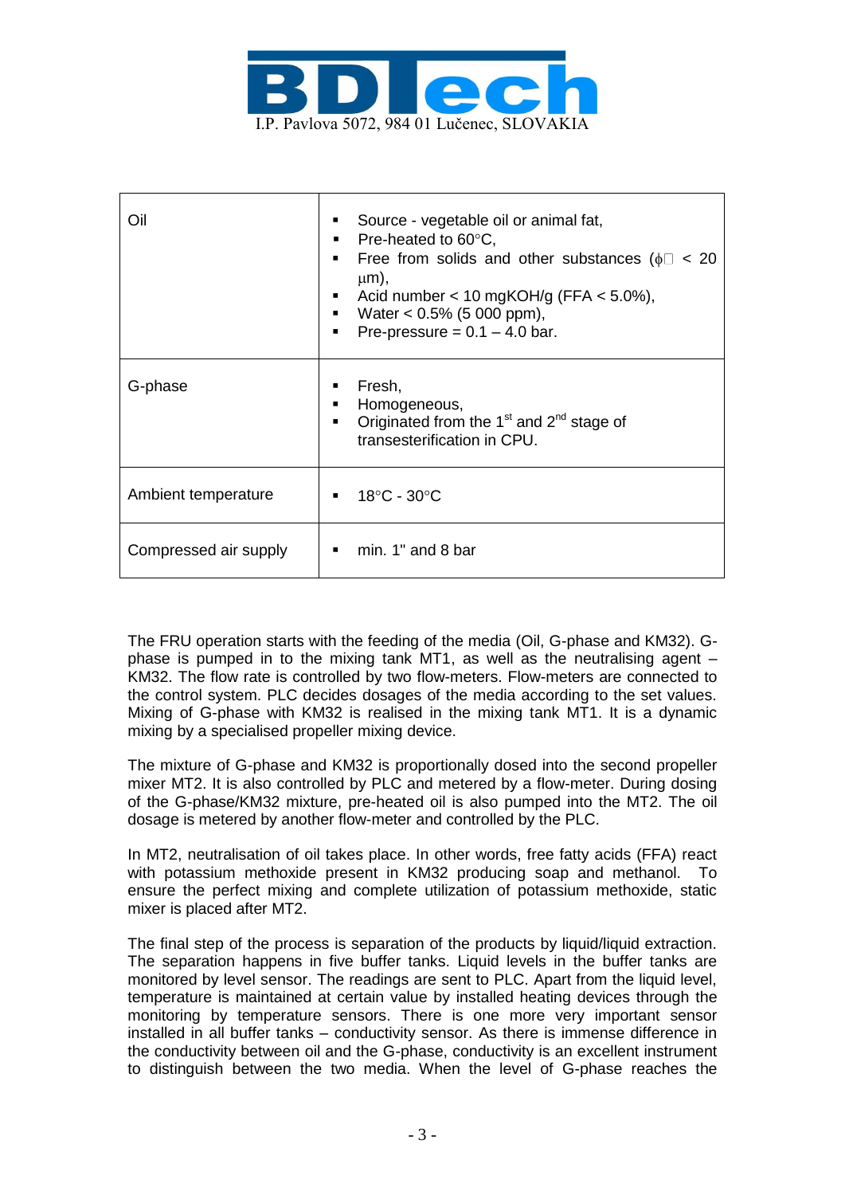| | |
|---|---|
| Oil | ▪ Source - vegetable oil or animal fat,<br>▪ Pre-heated to 60°C,<br>▪ Free from solids and other substances (ϕ < 20 μm),<br>▪ Acid number < 10 mgKOH/g (FFA < 5.0%),<br>▪ Water < 0.5% (5 000 ppm),<br>▪ Pre-pressure = 0.1 – 4.0 bar. |
| G-phase | ▪ Fresh,<br>▪ Homogeneous,<br>▪ Originated from the 1st and 2nd stage of transesterification in CPU. |
| Ambient temperature | ▪ 18°C - 30°C |
| Compressed air supply | ▪ min. 1" and 8 bar |

The FRU operation starts with the feeding of the media (Oil, G-phase and KM32). G-phase is pumped in to the mixing tank MT1, as well as the neutralising agent – KM32. The flow rate is controlled by two flow-meters. Flow-meters are connected to the control system. PLC decides dosages of the media according to the set values. Mixing of G-phase with KM32 is realised in the mixing tank MT1. It is a dynamic mixing by a specialised propeller mixing device.

The mixture of G-phase and KM32 is proportionally dosed into the second propeller mixer MT2. It is also controlled by PLC and metered by a flow-meter. During dosing of the G-phase/KM32 mixture, pre-heated oil is also pumped into the MT2. The oil dosage is metered by another flow-meter and controlled by the PLC.

In MT2, neutralisation of oil takes place. In other words, free fatty acids (FFA) react with potassium methoxide present in KM32 producing soap and methanol. To ensure the perfect mixing and complete utilization of potassium methoxide, static mixer is placed after MT2.

The final step of the process is separation of the products by liquid/liquid extraction. The separation happens in five buffer tanks. Liquid levels in the buffer tanks are monitored by level sensor. The readings are sent to PLC. Apart from the liquid level, temperature is maintained at certain value by installed heating devices through the monitoring by temperature sensors. There is one more very important sensor installed in all buffer tanks – conductivity sensor. As there is immense difference in the conductivity between oil and the G-phase, conductivity is an excellent instrument to distinguish between the two media. When the level of G-phase reaches the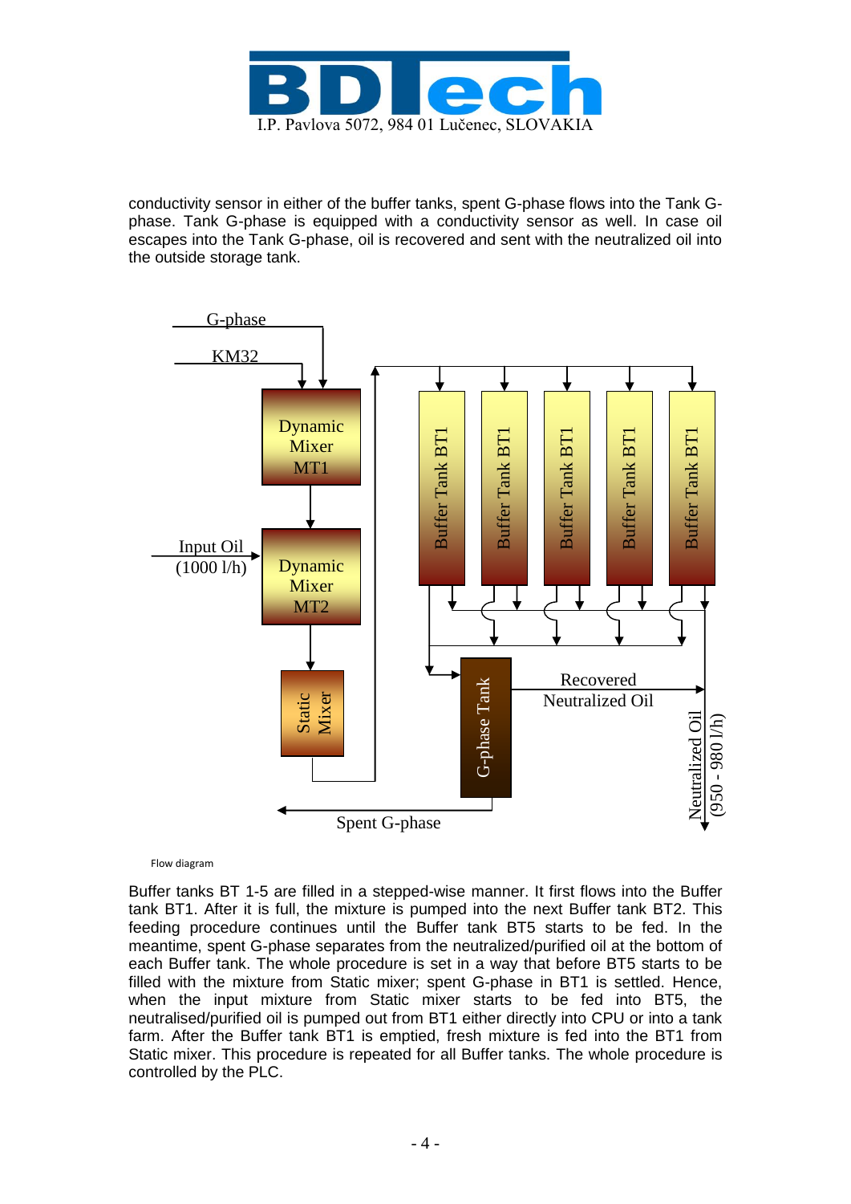conductivity sensor in either of the buffer tanks, spent G-phase flows into the Tank G-phase. Tank G-phase is equipped with a conductivity sensor as well. In case oil escapes into the Tank G-phase, oil is recovered and sent with the neutralized oil into the outside storage tank.

Flow diagram

Buffer tanks BT 1-5 are filled in a stepped-wise manner. It first flows into the Buffer tank BT1. After it is full, the mixture is pumped into the next Buffer tank BT2. This feeding procedure continues until the Buffer tank BT5 starts to be fed. In the meantime, spent G-phase separates from the neutralized/purified oil at the bottom of each Buffer tank. The whole procedure is set in a way that before BT5 starts to be filled with the mixture from Static mixer; spent G-phase in BT1 is settled. Hence, when the input mixture from Static mixer starts to be fed into BT5, the neutralised/purified oil is pumped out from BT1 either directly into CPU or into a tank farm. After the Buffer tank BT1 is emptied, fresh mixture is fed into the BT1 from Static mixer. This procedure is repeated for all Buffer tanks. The whole procedure is controlled by the PLC.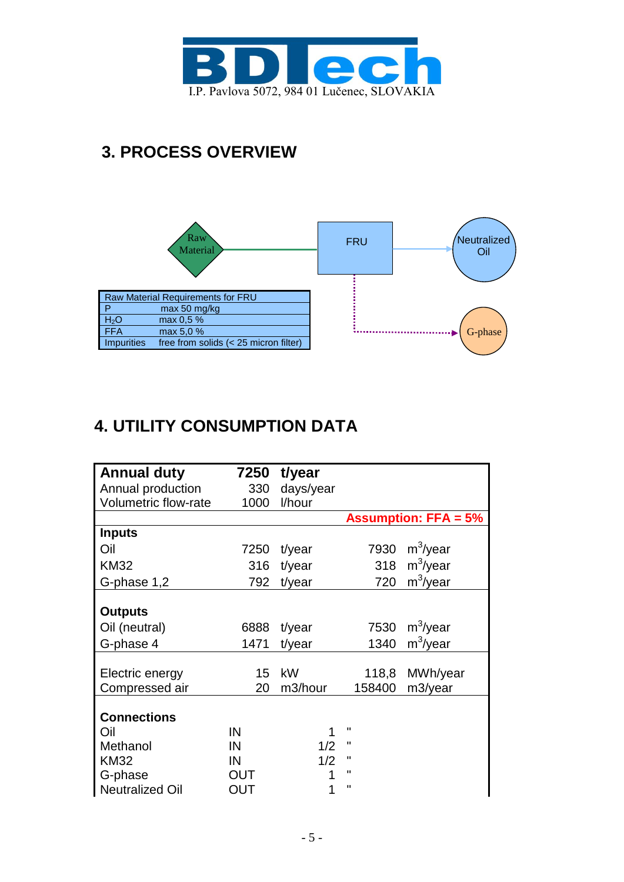BDTech

I.P. Pavlova 5072, 984 01 Lučenec, SLOVAKIA

## 3. PROCESS OVERVIEW

Raw Material → FRU → Neutralized Oil

FRU → G-phase

| Raw Material Requirements for FRU | |
|---|---|
| P | max 50 mg/kg |
| $H_2O$ | max 0,5 % |
| FFA | max 5,0 % |
| Impurities | free from solids (< 25 micron filter) |

## 4. UTILITY CONSUMPTION DATA

| **Annual duty** | **7250** | **t/year** | | |
|---|---|---|---|---|
| Annual production | 330 | days/year | | |
| Volumetric flow-rate | 1000 | l/hour | | |
| | | | **Assumption: FFA = 5%** | |
| **Inputs** | | | | |
| Oil | 7250 | t/year | 7930 | $m^3$/year |
| KM32 | 316 | t/year | 318 | $m^3$/year |
| G-phase 1,2 | 792 | t/year | 720 | $m^3$/year |
| **Outputs** | | | | |
| Oil (neutral) | 6888 | t/year | 7530 | $m^3$/year |
| G-phase 4 | 1471 | t/year | 1340 | $m^3$/year |
| Electric energy | 15 | kW | 118,8 | MWh/year |
| Compressed air | 20 | m3/hour | 158400 | m3/year |

| **Connections** | | |
|---|---|---|
| Oil | IN | 1 " |
| Methanol | IN | 1/2 " |
| KM32 | IN | 1/2 " |
| G-phase | OUT | 1 " |
| Neutralized Oil | OUT | 1 " |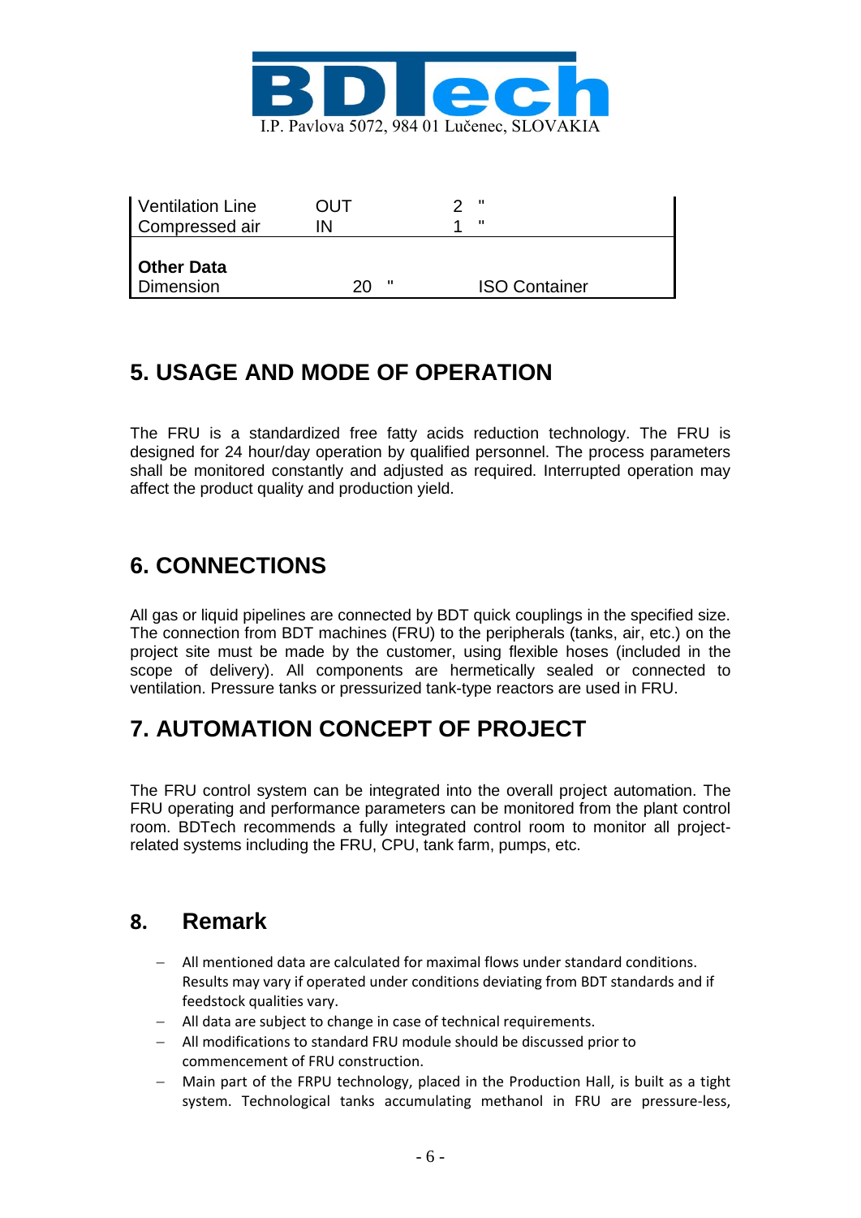| | | | |
|---|---|---|---|
| Ventilation Line | OUT | 2 " | |
| Compressed air | IN | 1 " | |
| **Other Data** | | | |
| Dimension | 20 " | | ISO Container |

## 5. USAGE AND MODE OF OPERATION

The FRU is a standardized free fatty acids reduction technology. The FRU is designed for 24 hour/day operation by qualified personnel. The process parameters shall be monitored constantly and adjusted as required. Interrupted operation may affect the product quality and production yield.

## 6. CONNECTIONS

All gas or liquid pipelines are connected by BDT quick couplings in the specified size. The connection from BDT machines (FRU) to the peripherals (tanks, air, etc.) on the project site must be made by the customer, using flexible hoses (included in the scope of delivery). All components are hermetically sealed or connected to ventilation. Pressure tanks or pressurized tank-type reactors are used in FRU.

## 7. AUTOMATION CONCEPT OF PROJECT

The FRU control system can be integrated into the overall project automation. The FRU operating and performance parameters can be monitored from the plant control room. BDTech recommends a fully integrated control room to monitor all project-related systems including the FRU, CPU, tank farm, pumps, etc.

## 8. Remark

- All mentioned data are calculated for maximal flows under standard conditions. Results may vary if operated under conditions deviating from BDT standards and if feedstock qualities vary.
- All data are subject to change in case of technical requirements.
- All modifications to standard FRU module should be discussed prior to commencement of FRU construction.
- Main part of the FRPU technology, placed in the Production Hall, is built as a tight system. Technological tanks accumulating methanol in FRU are pressure-less,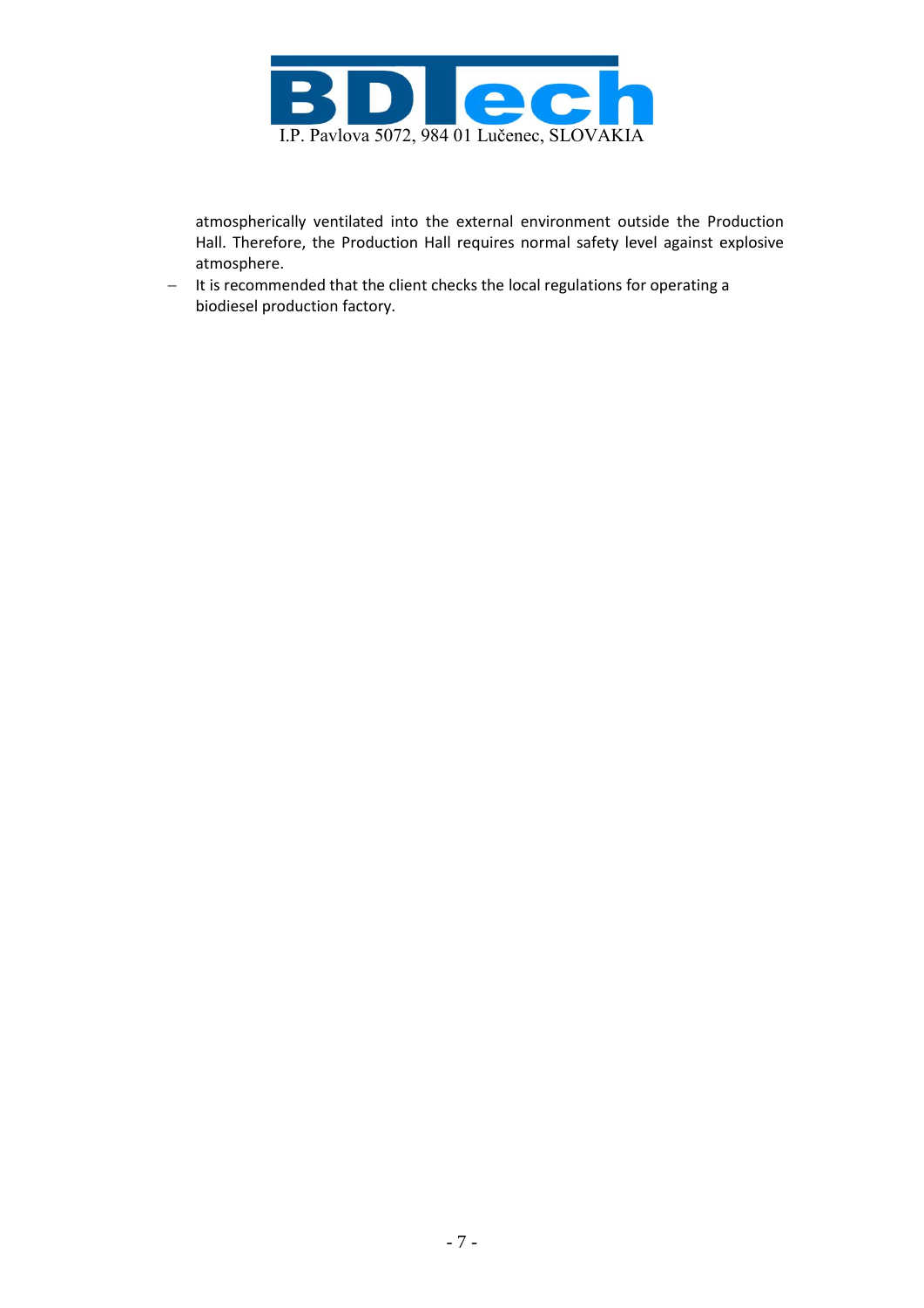atmospherically ventilated into the external environment outside the Production Hall. Therefore, the Production Hall requires normal safety level against explosive atmosphere.

- It is recommended that the client checks the local regulations for operating a biodiesel production factory.